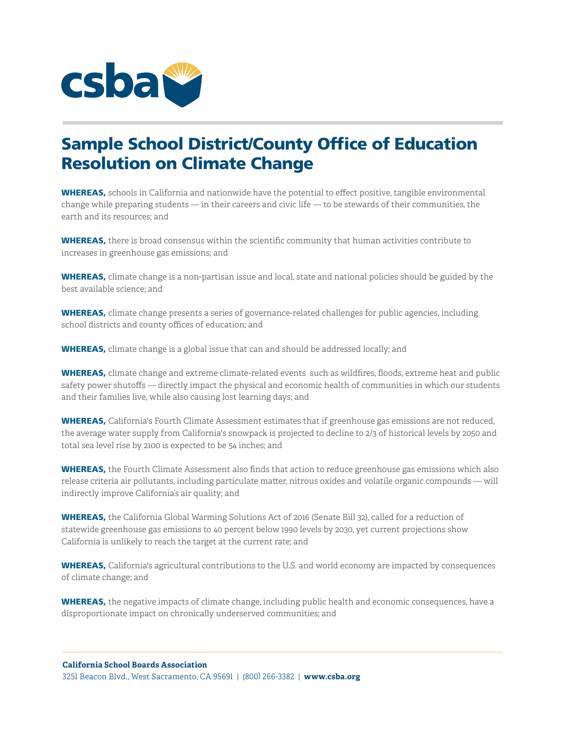# Sample School District/County Office of Education Resolution on Climate Change

**WHEREAS,** schools in California and nationwide have the potential to effect positive, tangible environmental change while preparing students — in their careers and civic life — to be stewards of their communities, the earth and its resources; and

**WHEREAS,** there is broad consensus within the scientific community that human activities contribute to increases in greenhouse gas emissions; and

**WHEREAS,** climate change is a non-partisan issue and local, state and national policies should be guided by the best available science; and

**WHEREAS,** climate change presents a series of governance-related challenges for public agencies, including school districts and county offices of education; and

**WHEREAS,** climate change is a global issue that can and should be addressed locally; and

**WHEREAS,** climate change and extreme climate-related events such as wildfires, floods, extreme heat and public safety power shutoffs — directly impact the physical and economic health of communities in which our students and their families live, while also causing lost learning days; and

**WHEREAS,** California's Fourth Climate Assessment estimates that if greenhouse gas emissions are not reduced, the average water supply from California's snowpack is projected to decline to 2/3 of historical levels by 2050 and total sea level rise by 2100 is expected to be 54 inches; and

**WHEREAS,** the Fourth Climate Assessment also finds that action to reduce greenhouse gas emissions which also release criteria air pollutants, including particulate matter, nitrous oxides and volatile organic compounds — will indirectly improve California's air quality; and

**WHEREAS,** the California Global Warming Solutions Act of 2016 (Senate Bill 32), called for a reduction of statewide greenhouse gas emissions to 40 percent below 1990 levels by 2030, yet current projections show California is unlikely to reach the target at the current rate; and

**WHEREAS,** California's agricultural contributions to the U.S. and world economy are impacted by consequences of climate change; and

**WHEREAS,** the negative impacts of climate change, including public health and economic consequences, have a disproportionate impact on chronically underserved communities; and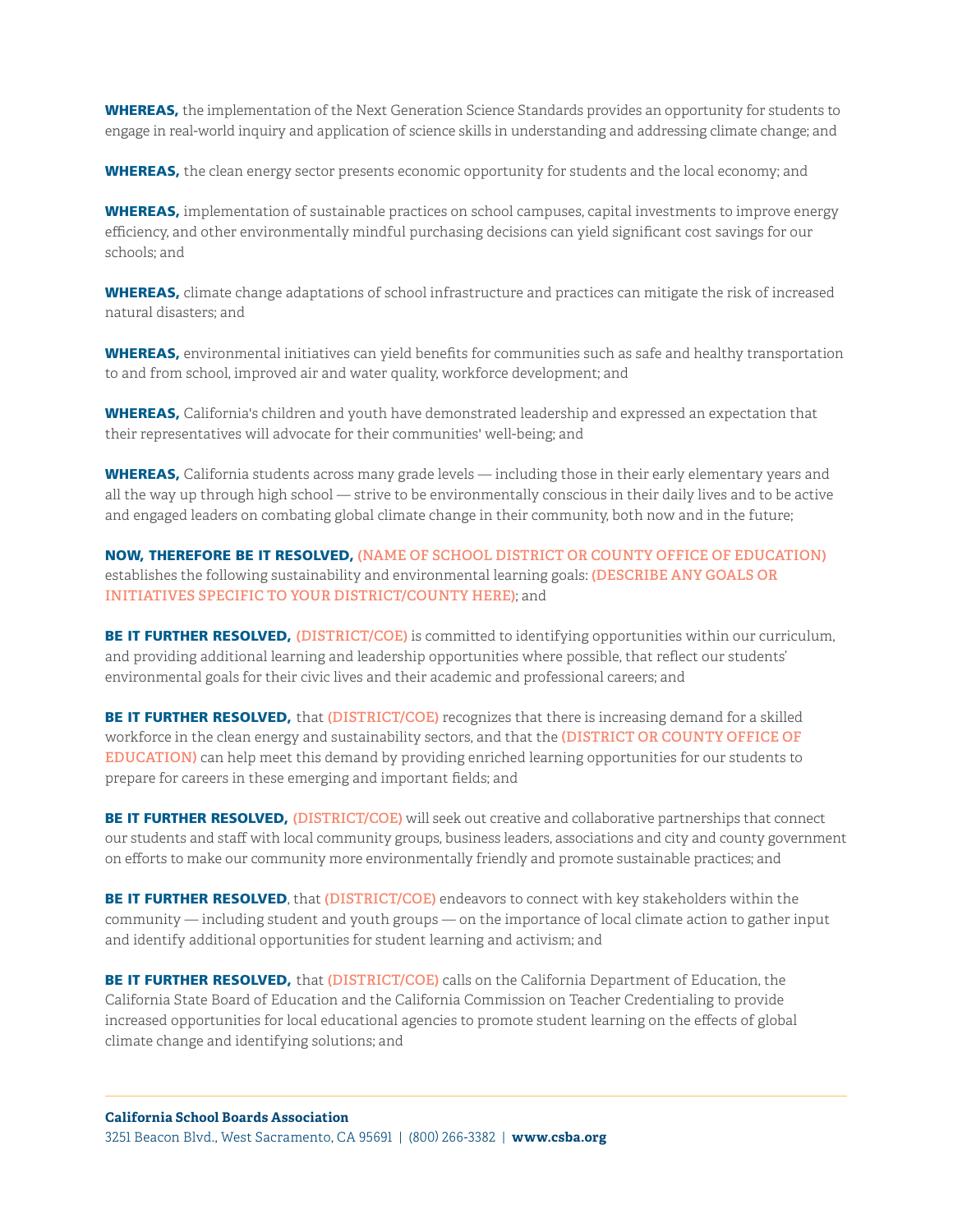**WHEREAS,** the implementation of the Next Generation Science Standards provides an opportunity for students to engage in real-world inquiry and application of science skills in understanding and addressing climate change; and

**WHEREAS,** the clean energy sector presents economic opportunity for students and the local economy; and

**WHEREAS,** implementation of sustainable practices on school campuses, capital investments to improve energy efficiency, and other environmentally mindful purchasing decisions can yield significant cost savings for our schools; and

**WHEREAS,** climate change adaptations of school infrastructure and practices can mitigate the risk of increased natural disasters; and

**WHEREAS,** environmental initiatives can yield benefits for communities such as safe and healthy transportation to and from school, improved air and water quality, workforce development; and

**WHEREAS,** California's children and youth have demonstrated leadership and expressed an expectation that their representatives will advocate for their communities' well-being; and

**WHEREAS,** California students across many grade levels — including those in their early elementary years and all the way up through high school — strive to be environmentally conscious in their daily lives and to be active and engaged leaders on combating global climate change in their community, both now and in the future;

**NOW, THEREFORE BE IT RESOLVED,** **(NAME OF SCHOOL DISTRICT OR COUNTY OFFICE OF EDUCATION)** establishes the following sustainability and environmental learning goals: **(DESCRIBE ANY GOALS OR INITIATIVES SPECIFIC TO YOUR DISTRICT/COUNTY HERE)**; and

**BE IT FURTHER RESOLVED,** **(DISTRICT/COE)** is committed to identifying opportunities within our curriculum, and providing additional learning and leadership opportunities where possible, that reflect our students' environmental goals for their civic lives and their academic and professional careers; and

**BE IT FURTHER RESOLVED,** that **(DISTRICT/COE)** recognizes that there is increasing demand for a skilled workforce in the clean energy and sustainability sectors, and that the **(DISTRICT OR COUNTY OFFICE OF EDUCATION)** can help meet this demand by providing enriched learning opportunities for our students to prepare for careers in these emerging and important fields; and

**BE IT FURTHER RESOLVED,** **(DISTRICT/COE)** will seek out creative and collaborative partnerships that connect our students and staff with local community groups, business leaders, associations and city and county government on efforts to make our community more environmentally friendly and promote sustainable practices; and

**BE IT FURTHER RESOLVED**, that **(DISTRICT/COE)** endeavors to connect with key stakeholders within the community — including student and youth groups — on the importance of local climate action to gather input and identify additional opportunities for student learning and activism; and

**BE IT FURTHER RESOLVED,** that **(DISTRICT/COE)** calls on the California Department of Education, the California State Board of Education and the California Commission on Teacher Credentialing to provide increased opportunities for local educational agencies to promote student learning on the effects of global climate change and identifying solutions; and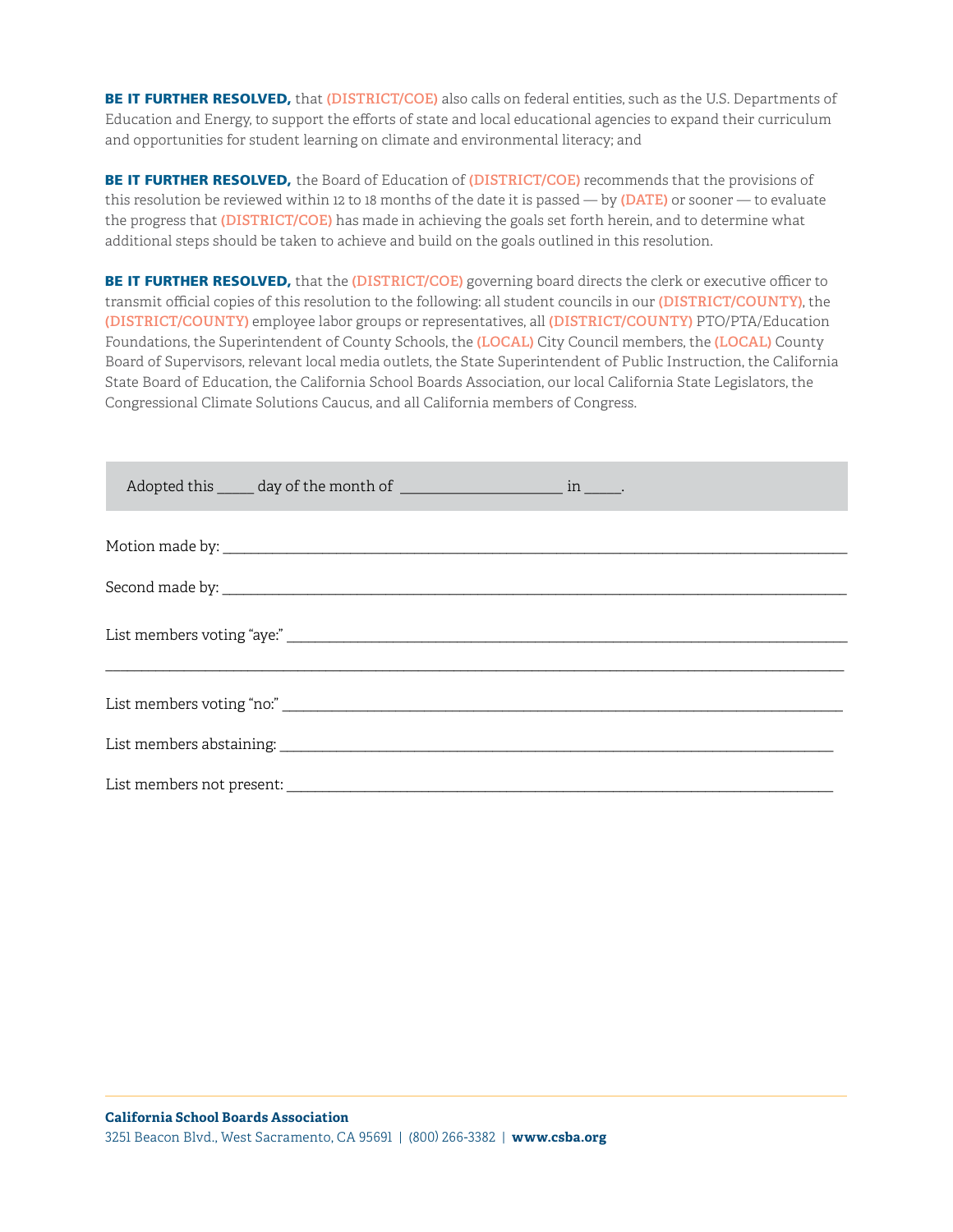**BE IT FURTHER RESOLVED,** that **(DISTRICT/COE)** also calls on federal entities, such as the U.S. Departments of Education and Energy, to support the efforts of state and local educational agencies to expand their curriculum and opportunities for student learning on climate and environmental literacy; and

**BE IT FURTHER RESOLVED,** the Board of Education of **(DISTRICT/COE)** recommends that the provisions of this resolution be reviewed within 12 to 18 months of the date it is passed — by **(DATE)** or sooner — to evaluate the progress that **(DISTRICT/COE)** has made in achieving the goals set forth herein, and to determine what additional steps should be taken to achieve and build on the goals outlined in this resolution.

**BE IT FURTHER RESOLVED,** that the **(DISTRICT/COE)** governing board directs the clerk or executive officer to transmit official copies of this resolution to the following: all student councils in our **(DISTRICT/COUNTY)**, the **(DISTRICT/COUNTY)** employee labor groups or representatives, all **(DISTRICT/COUNTY)** PTO/PTA/Education Foundations, the Superintendent of County Schools, the **(LOCAL)** City Council members, the **(LOCAL)** County Board of Supervisors, relevant local media outlets, the State Superintendent of Public Instruction, the California State Board of Education, the California School Boards Association, our local California State Legislators, the Congressional Climate Solutions Caucus, and all California members of Congress.

Adopted this _____ day of the month of ____________________ in _____.

Motion made by: ______________________________________________________________________

Second made by: ______________________________________________________________________

List members voting "aye:" ______________________________________________________________

__________________________________________________________________________________

List members voting "no:" _______________________________________________________________

List members abstaining: ________________________________________________________________

List members not present: _______________________________________________________________

**California School Boards Association**
3251 Beacon Blvd., West Sacramento, CA 95691 | (800) 266-3382 | **www.csba.org**